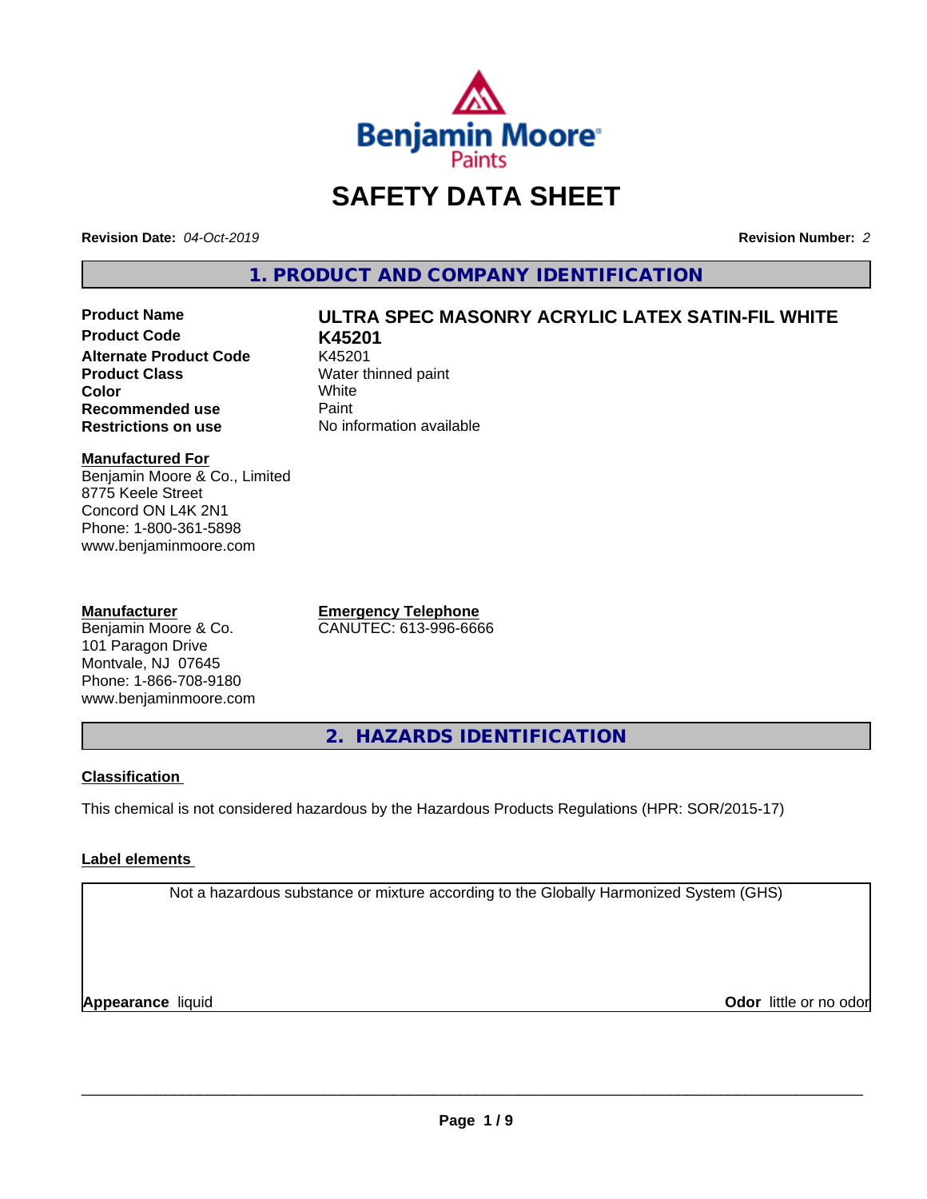# SAFETY DATA SHEET

**Revision Date:** *04-Oct-2019*

**Revision Number:** *2*

## 1. PRODUCT AND COMPANY IDENTIFICATION

| | |
|---|---|
| **Product Name** | **ULTRA SPEC MASONRY ACRYLIC LATEX SATIN-FIL WHITE** |
| **Product Code** | **K45201** |
| **Alternate Product Code** | K45201 |
| **Product Class** | Water thinned paint |
| **Color** | White |
| **Recommended use** | Paint |
| **Restrictions on use** | No information available |

**Manufactured For**
Benjamin Moore & Co., Limited
8775 Keele Street
Concord ON L4K 2N1
Phone: 1-800-361-5898
www.benjaminmoore.com

**Manufacturer**
Benjamin Moore & Co.
101 Paragon Drive
Montvale, NJ 07645
Phone: 1-866-708-9180
www.benjaminmoore.com

**Emergency Telephone**
CANUTEC: 613-996-6666

## 2. HAZARDS IDENTIFICATION

**Classification**

This chemical is not considered hazardous by the Hazardous Products Regulations (HPR: SOR/2015-17)

**Label elements**

Not a hazardous substance or mixture according to the Globally Harmonized System (GHS)

**Appearance** liquid

**Odor** little or no odor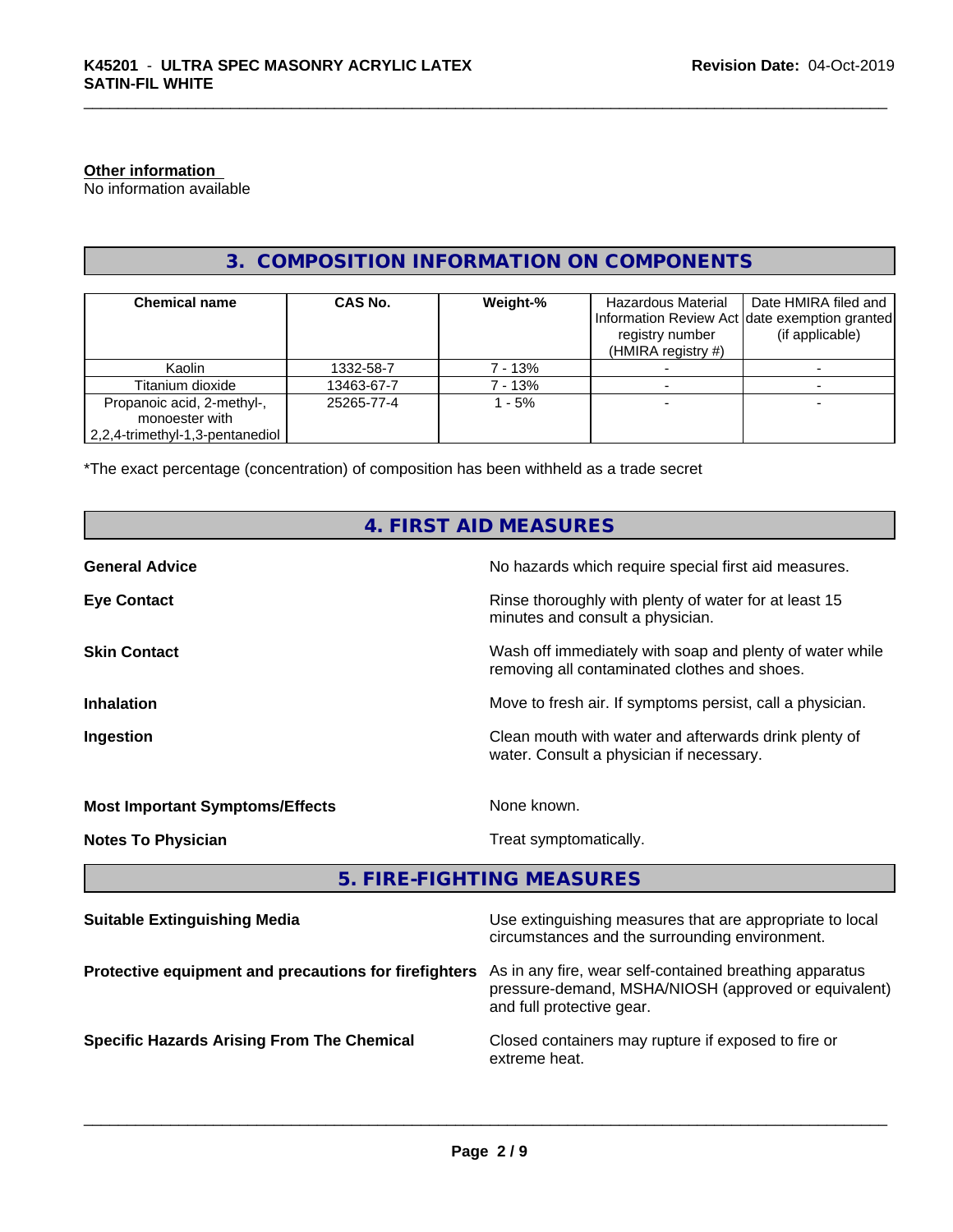**Other information**
No information available

## 3. COMPOSITION INFORMATION ON COMPONENTS

| Chemical name | CAS No. | Weight-% | Hazardous Material Information Review Act registry number (HMIRA registry #) | Date HMIRA filed and date exemption granted (if applicable) |
|---|---|---|---|---|
| Kaolin | 1332-58-7 | 7 - 13% | - | - |
| Titanium dioxide | 13463-67-7 | 7 - 13% | - | - |
| Propanoic acid, 2-methyl-, monoester with 2,2,4-trimethyl-1,3-pentanediol | 25265-77-4 | 1 - 5% | - | - |

*The exact percentage (concentration) of composition has been withheld as a trade secret

## 4. FIRST AID MEASURES

**General Advice** No hazards which require special first aid measures.

**Eye Contact** Rinse thoroughly with plenty of water for at least 15 minutes and consult a physician.

**Skin Contact** Wash off immediately with soap and plenty of water while removing all contaminated clothes and shoes.

**Inhalation** Move to fresh air. If symptoms persist, call a physician.

**Ingestion** Clean mouth with water and afterwards drink plenty of water. Consult a physician if necessary.

**Most Important Symptoms/Effects** None known.

**Notes To Physician** Treat symptomatically.

## 5. FIRE-FIGHTING MEASURES

**Suitable Extinguishing Media** Use extinguishing measures that are appropriate to local circumstances and the surrounding environment.

**Protective equipment and precautions for firefighters** As in any fire, wear self-contained breathing apparatus pressure-demand, MSHA/NIOSH (approved or equivalent) and full protective gear.

**Specific Hazards Arising From The Chemical** Closed containers may rupture if exposed to fire or extreme heat.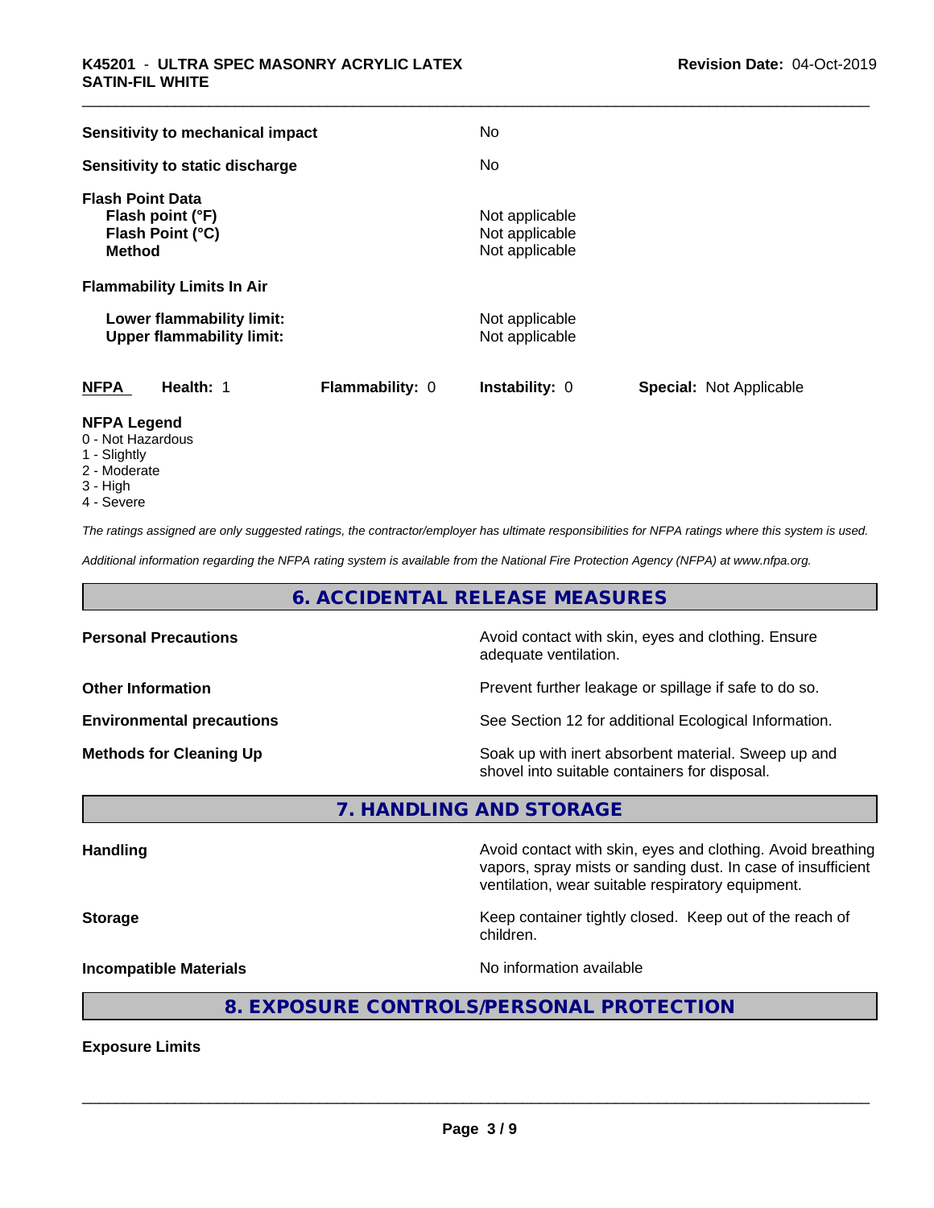| | |
|---|---|
| **Sensitivity to mechanical impact** | No |
| **Sensitivity to static discharge** | No |

**Flash Point Data**

| | |
|---|---|
| **Flash point (°F)** | Not applicable |
| **Flash Point (°C)** | Not applicable |
| **Method** | Not applicable |

**Flammability Limits In Air**

| | |
|---|---|
| **Lower flammability limit:** | Not applicable |
| **Upper flammability limit:** | Not applicable |

| **NFPA** | **Health:** 1 | **Flammability:** 0 | **Instability:** 0 | **Special:** Not Applicable |
|---|---|---|---|---|

**NFPA Legend**

- 0 - Not Hazardous
- 1 - Slightly
- 2 - Moderate
- 3 - High
- 4 - Severe

*The ratings assigned are only suggested ratings, the contractor/employer has ultimate responsibilities for NFPA ratings where this system is used.*

*Additional information regarding the NFPA rating system is available from the National Fire Protection Agency (NFPA) at www.nfpa.org.*

## 6. ACCIDENTAL RELEASE MEASURES

| | |
|---|---|
| **Personal Precautions** | Avoid contact with skin, eyes and clothing. Ensure adequate ventilation. |
| **Other Information** | Prevent further leakage or spillage if safe to do so. |
| **Environmental precautions** | See Section 12 for additional Ecological Information. |
| **Methods for Cleaning Up** | Soak up with inert absorbent material. Sweep up and shovel into suitable containers for disposal. |

## 7. HANDLING AND STORAGE

| | |
|---|---|
| **Handling** | Avoid contact with skin, eyes and clothing. Avoid breathing vapors, spray mists or sanding dust. In case of insufficient ventilation, wear suitable respiratory equipment. |
| **Storage** | Keep container tightly closed. Keep out of the reach of children. |
| **Incompatible Materials** | No information available |

## 8. EXPOSURE CONTROLS/PERSONAL PROTECTION

**Exposure Limits**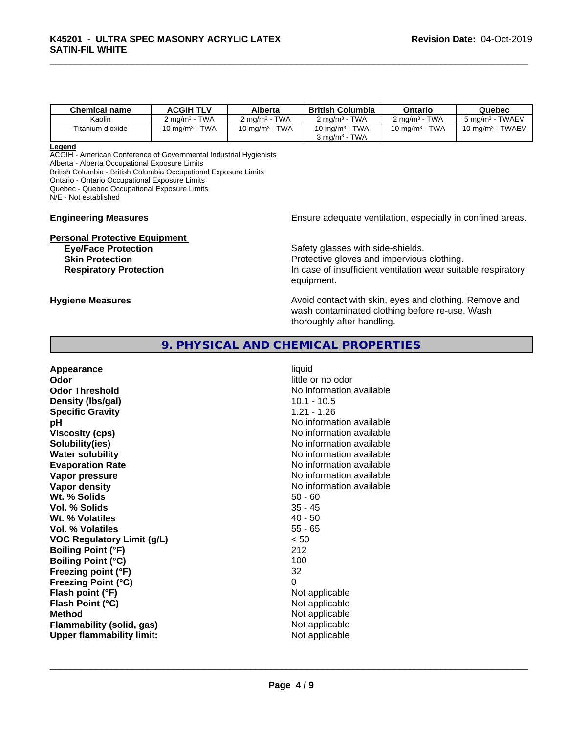| Chemical name | ACGIH TLV | Alberta | British Columbia | Ontario | Quebec |
|---|---|---|---|---|---|
| Kaolin | 2 mg/m³ - TWA | 2 mg/m³ - TWA | 2 mg/m³ - TWA | 2 mg/m³ - TWA | 5 mg/m³ - TWAEV |
| Titanium dioxide | 10 mg/m³ - TWA | 10 mg/m³ - TWA | 10 mg/m³ - TWA<br>3 mg/m³ - TWA | 10 mg/m³ - TWA | 10 mg/m³ - TWAEV |

**Legend**
ACGIH - American Conference of Governmental Industrial Hygienists
Alberta - Alberta Occupational Exposure Limits
British Columbia - British Columbia Occupational Exposure Limits
Ontario - Ontario Occupational Exposure Limits
Quebec - Quebec Occupational Exposure Limits
N/E - Not established

**Engineering Measures** Ensure adequate ventilation, especially in confined areas.

**Personal Protective Equipment**

**Eye/Face Protection** Safety glasses with side-shields.
**Skin Protection** Protective gloves and impervious clothing.
**Respiratory Protection** In case of insufficient ventilation wear suitable respiratory equipment.

**Hygiene Measures** Avoid contact with skin, eyes and clothing. Remove and wash contaminated clothing before re-use. Wash thoroughly after handling.

## 9. PHYSICAL AND CHEMICAL PROPERTIES

| | |
|---|---|
| **Appearance** | liquid |
| **Odor** | little or no odor |
| **Odor Threshold** | No information available |
| **Density (lbs/gal)** | 10.1 - 10.5 |
| **Specific Gravity** | 1.21 - 1.26 |
| **pH** | No information available |
| **Viscosity (cps)** | No information available |
| **Solubility(ies)** | No information available |
| **Water solubility** | No information available |
| **Evaporation Rate** | No information available |
| **Vapor pressure** | No information available |
| **Vapor density** | No information available |
| **Wt. % Solids** | 50 - 60 |
| **Vol. % Solids** | 35 - 45 |
| **Wt. % Volatiles** | 40 - 50 |
| **Vol. % Volatiles** | 55 - 65 |
| **VOC Regulatory Limit (g/L)** | < 50 |
| **Boiling Point (°F)** | 212 |
| **Boiling Point (°C)** | 100 |
| **Freezing point (°F)** | 32 |
| **Freezing Point (°C)** | 0 |
| **Flash point (°F)** | Not applicable |
| **Flash Point (°C)** | Not applicable |
| **Method** | Not applicable |
| **Flammability (solid, gas)** | Not applicable |
| **Upper flammability limit:** | Not applicable |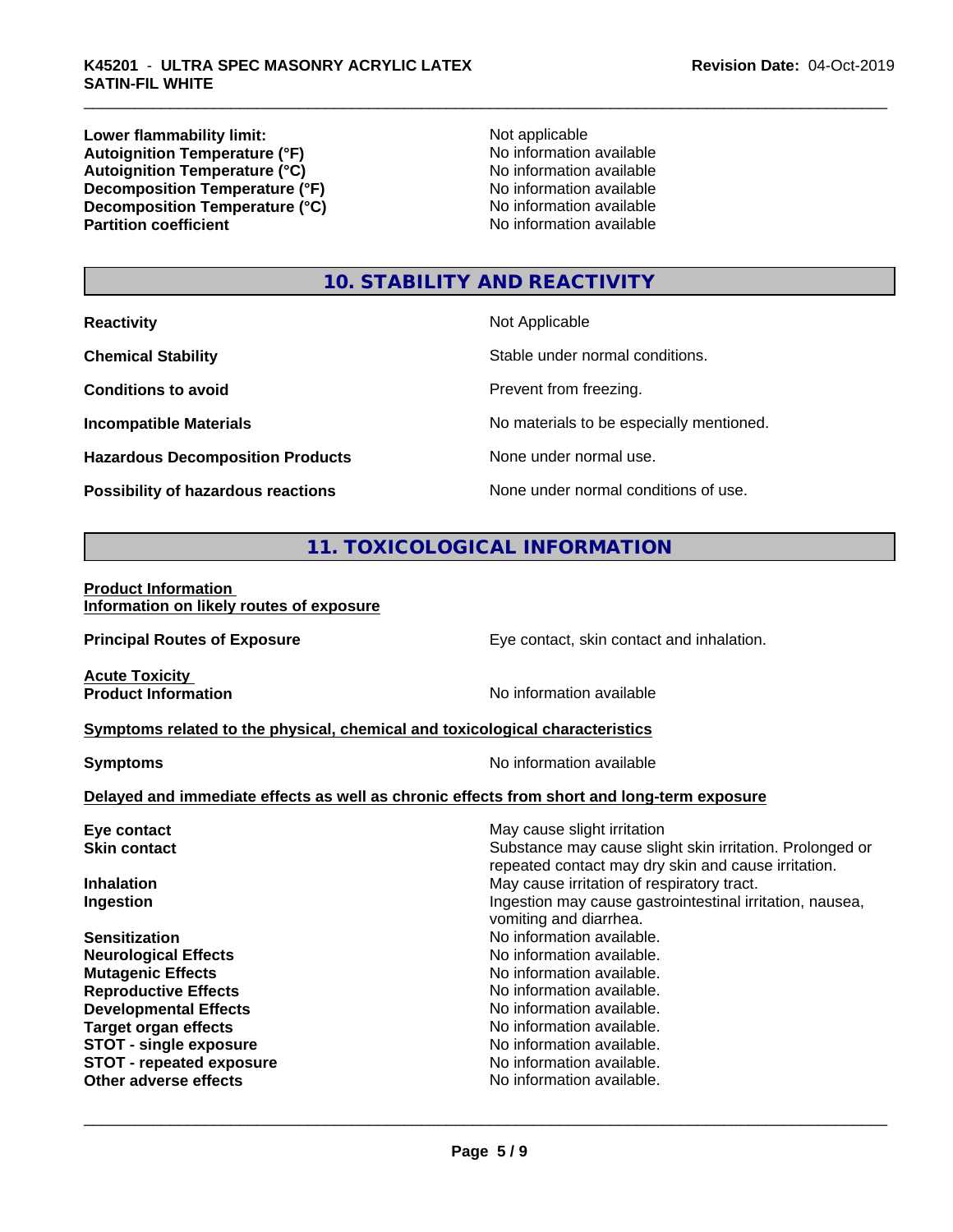| | |
|---|---|
| **Lower flammability limit:** | Not applicable |
| **Autoignition Temperature (°F)** | No information available |
| **Autoignition Temperature (°C)** | No information available |
| **Decomposition Temperature (°F)** | No information available |
| **Decomposition Temperature (°C)** | No information available |
| **Partition coefficient** | No information available |

## 10. STABILITY AND REACTIVITY

| | |
|---|---|
| **Reactivity** | Not Applicable |
| **Chemical Stability** | Stable under normal conditions. |
| **Conditions to avoid** | Prevent from freezing. |
| **Incompatible Materials** | No materials to be especially mentioned. |
| **Hazardous Decomposition Products** | None under normal use. |
| **Possibility of hazardous reactions** | None under normal conditions of use. |

## 11. TOXICOLOGICAL INFORMATION

**Product Information**
**Information on likely routes of exposure**

| | |
|---|---|
| **Principal Routes of Exposure** | Eye contact, skin contact and inhalation. |

**Acute Toxicity**

| | |
|---|---|
| **Product Information** | No information available |

**Symptoms related to the physical, chemical and toxicological characteristics**

| | |
|---|---|
| **Symptoms** | No information available |

**Delayed and immediate effects as well as chronic effects from short and long-term exposure**

| | |
|---|---|
| **Eye contact** | May cause slight irritation |
| **Skin contact** | Substance may cause slight skin irritation. Prolonged or repeated contact may dry skin and cause irritation. |
| **Inhalation** | May cause irritation of respiratory tract. |
| **Ingestion** | Ingestion may cause gastrointestinal irritation, nausea, vomiting and diarrhea. |
| **Sensitization** | No information available. |
| **Neurological Effects** | No information available. |
| **Mutagenic Effects** | No information available. |
| **Reproductive Effects** | No information available. |
| **Developmental Effects** | No information available. |
| **Target organ effects** | No information available. |
| **STOT - single exposure** | No information available. |
| **STOT - repeated exposure** | No information available. |
| **Other adverse effects** | No information available. |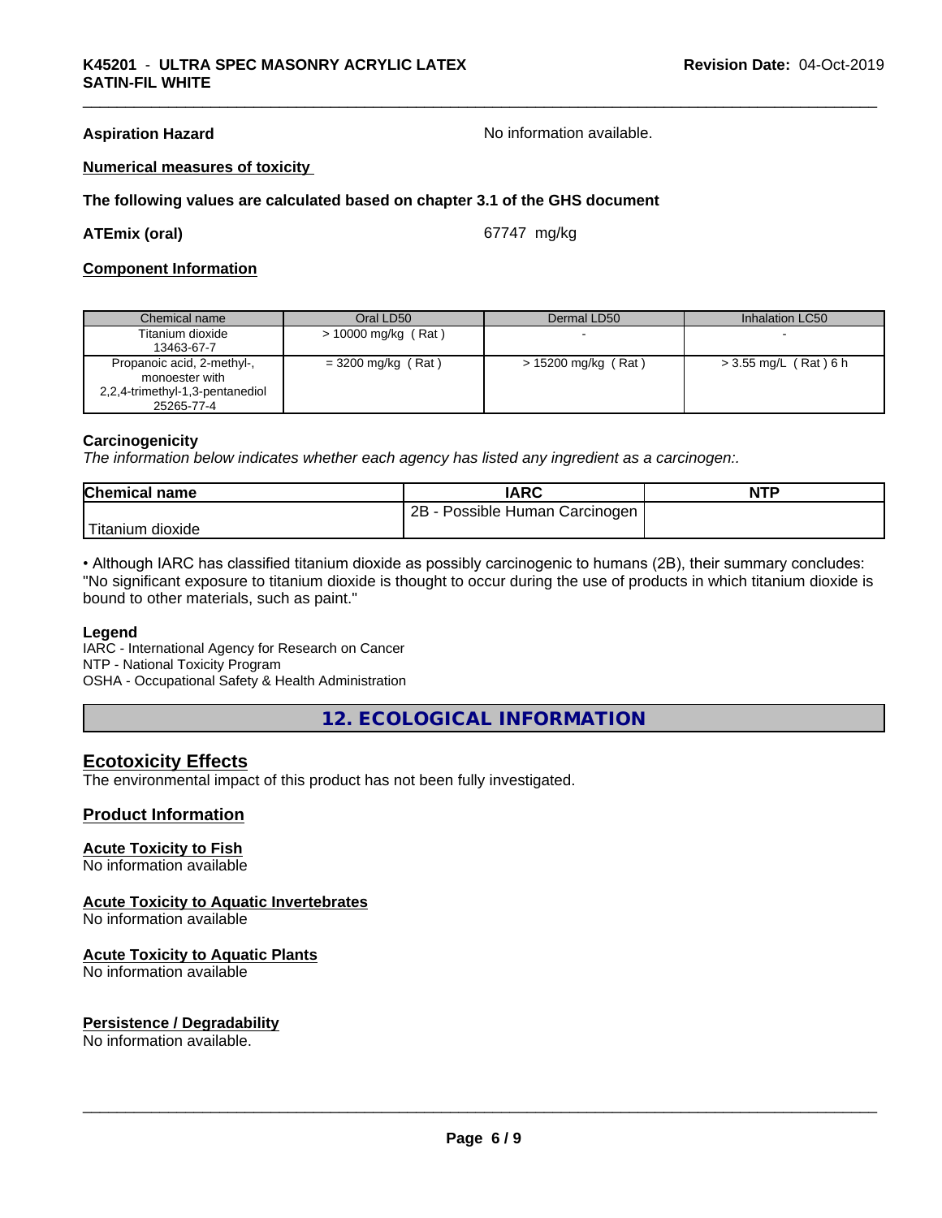**Aspiration Hazard** No information available.

**Numerical measures of toxicity**

**The following values are calculated based on chapter 3.1 of the GHS document**

**ATEmix (oral)** 67747 mg/kg

**Component Information**

| Chemical name | Oral LD50 | Dermal LD50 | Inhalation LC50 |
|---|---|---|---|
| Titanium dioxide 13463-67-7 | > 10000 mg/kg ( Rat ) | - | - |
| Propanoic acid, 2-methyl-, monoester with 2,2,4-trimethyl-1,3-pentanediol 25265-77-4 | = 3200 mg/kg ( Rat ) | > 15200 mg/kg ( Rat ) | > 3.55 mg/L ( Rat ) 6 h |

**Carcinogenicity**

*The information below indicates whether each agency has listed any ingredient as a carcinogen:.*

| Chemical name | IARC | NTP |
|---|---|---|
| Titanium dioxide | 2B - Possible Human Carcinogen | |

• Although IARC has classified titanium dioxide as possibly carcinogenic to humans (2B), their summary concludes: "No significant exposure to titanium dioxide is thought to occur during the use of products in which titanium dioxide is bound to other materials, such as paint."

**Legend**

IARC - International Agency for Research on Cancer
NTP - National Toxicity Program
OSHA - Occupational Safety & Health Administration

## 12. ECOLOGICAL INFORMATION

### Ecotoxicity Effects

The environmental impact of this product has not been fully investigated.

### Product Information

**Acute Toxicity to Fish**
No information available

**Acute Toxicity to Aquatic Invertebrates**
No information available

**Acute Toxicity to Aquatic Plants**
No information available

**Persistence / Degradability**
No information available.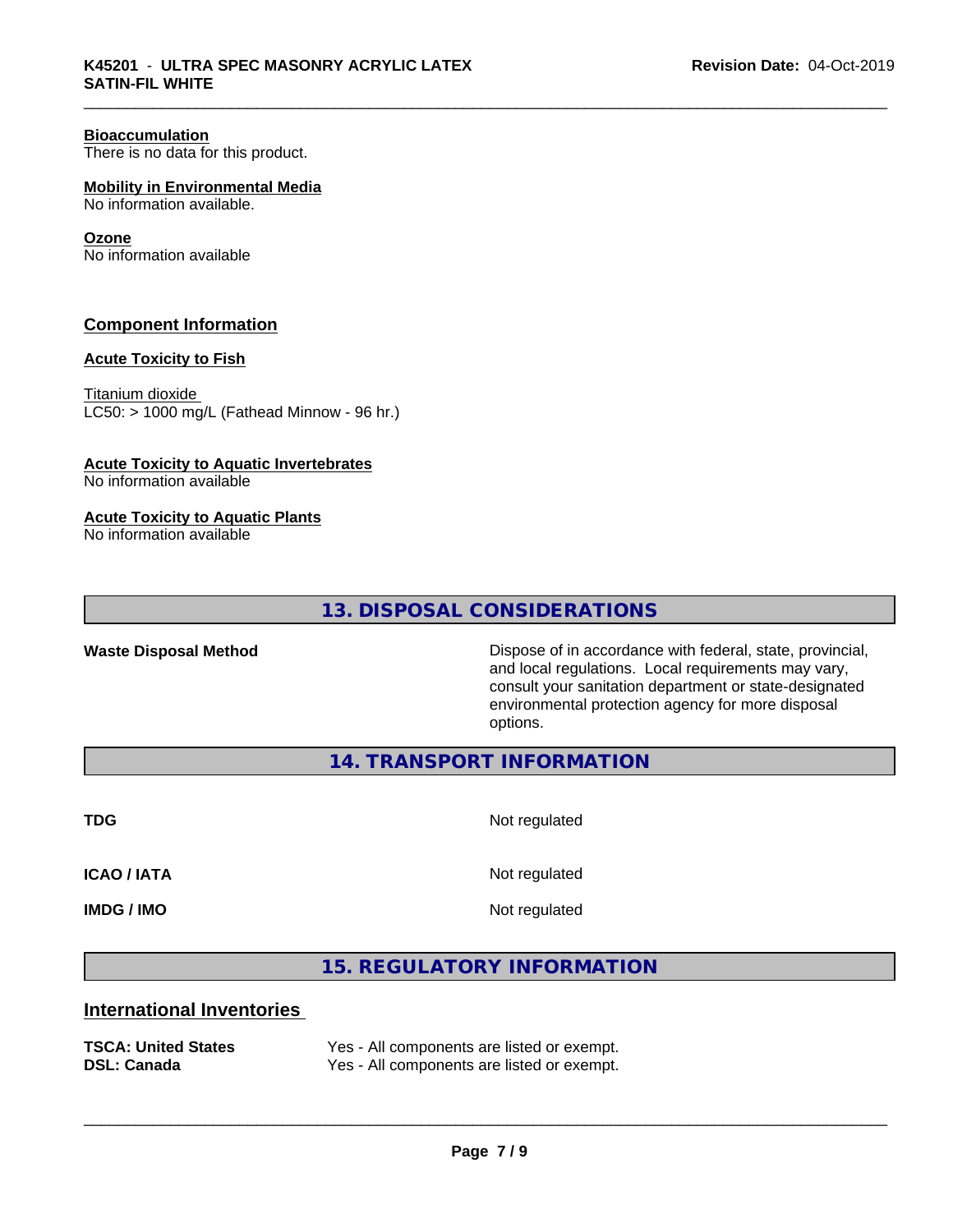**Bioaccumulation**
There is no data for this product.

**Mobility in Environmental Media**
No information available.

**Ozone**
No information available

## Component Information

**Acute Toxicity to Fish**

Titanium dioxide
LC50: > 1000 mg/L (Fathead Minnow - 96 hr.)

**Acute Toxicity to Aquatic Invertebrates**
No information available

**Acute Toxicity to Aquatic Plants**
No information available

## 13. DISPOSAL CONSIDERATIONS

| | |
|---|---|
| **Waste Disposal Method** | Dispose of in accordance with federal, state, provincial, and local regulations. Local requirements may vary, consult your sanitation department or state-designated environmental protection agency for more disposal options. |

## 14. TRANSPORT INFORMATION

| | |
|---|---|
| **TDG** | Not regulated |
| **ICAO / IATA** | Not regulated |
| **IMDG / IMO** | Not regulated |

## 15. REGULATORY INFORMATION

## International Inventories

| | |
|---|---|
| **TSCA: United States** | Yes - All components are listed or exempt. |
| **DSL: Canada** | Yes - All components are listed or exempt. |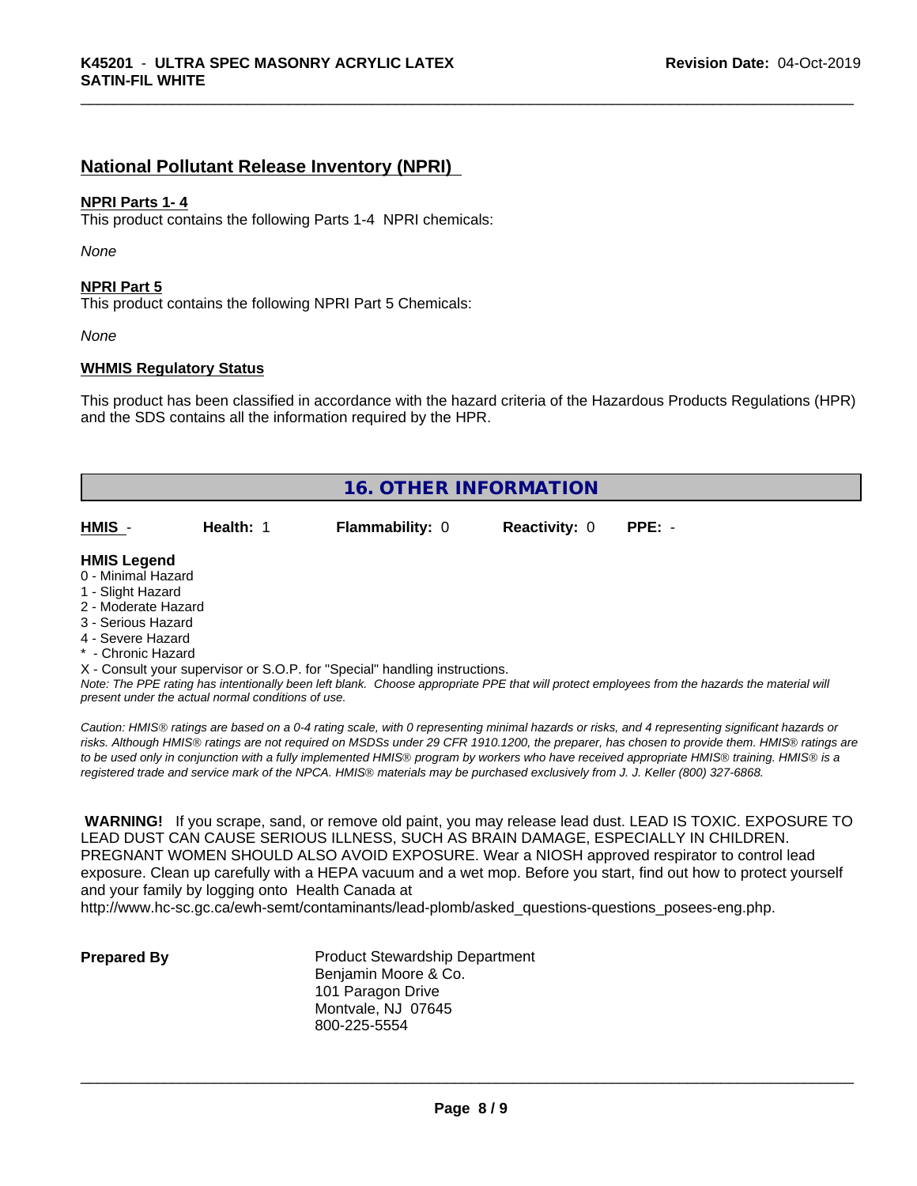## National Pollutant Release Inventory (NPRI)

**NPRI Parts 1- 4**

This product contains the following Parts 1-4 NPRI chemicals:

*None*

**NPRI Part 5**

This product contains the following NPRI Part 5 Chemicals:

*None*

**WHMIS Regulatory Status**

This product has been classified in accordance with the hazard criteria of the Hazardous Products Regulations (HPR) and the SDS contains all the information required by the HPR.

## 16. OTHER INFORMATION

| **HMIS** - | **Health:** 1 | **Flammability:** 0 | **Reactivity:** 0 | **PPE:** - |
|---|---|---|---|---|

**HMIS Legend**

0 - Minimal Hazard
1 - Slight Hazard
2 - Moderate Hazard
3 - Serious Hazard
4 - Severe Hazard
* - Chronic Hazard
X - Consult your supervisor or S.O.P. for "Special" handling instructions.

*Note: The PPE rating has intentionally been left blank. Choose appropriate PPE that will protect employees from the hazards the material will present under the actual normal conditions of use.*

*Caution: HMIS® ratings are based on a 0-4 rating scale, with 0 representing minimal hazards or risks, and 4 representing significant hazards or risks. Although HMIS® ratings are not required on MSDSs under 29 CFR 1910.1200, the preparer, has chosen to provide them. HMIS® ratings are to be used only in conjunction with a fully implemented HMIS® program by workers who have received appropriate HMIS® training. HMIS® is a registered trade and service mark of the NPCA. HMIS® materials may be purchased exclusively from J. J. Keller (800) 327-6868.*

**WARNING!** If you scrape, sand, or remove old paint, you may release lead dust. LEAD IS TOXIC. EXPOSURE TO LEAD DUST CAN CAUSE SERIOUS ILLNESS, SUCH AS BRAIN DAMAGE, ESPECIALLY IN CHILDREN. PREGNANT WOMEN SHOULD ALSO AVOID EXPOSURE. Wear a NIOSH approved respirator to control lead exposure. Clean up carefully with a HEPA vacuum and a wet mop. Before you start, find out how to protect yourself and your family by logging onto Health Canada at http://www.hc-sc.gc.ca/ewh-semt/contaminants/lead-plomb/asked_questions-questions_posees-eng.php.

**Prepared By**

Product Stewardship Department
Benjamin Moore & Co.
101 Paragon Drive
Montvale, NJ 07645
800-225-5554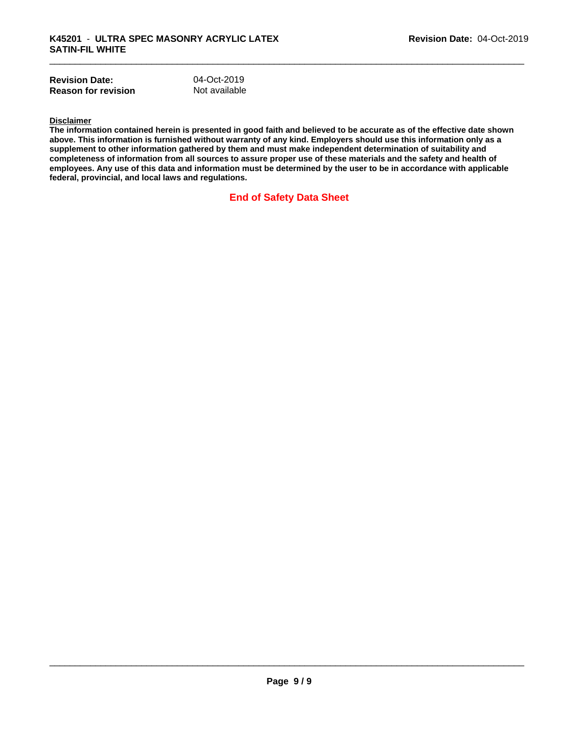| | |
| --- | --- |
| **Revision Date:** | 04-Oct-2019 |
| **Reason for revision** | Not available |

**Disclaimer**

**The information contained herein is presented in good faith and believed to be accurate as of the effective date shown above. This information is furnished without warranty of any kind. Employers should use this information only as a supplement to other information gathered by them and must make independent determination of suitability and completeness of information from all sources to assure proper use of these materials and the safety and health of employees. Any use of this data and information must be determined by the user to be in accordance with applicable federal, provincial, and local laws and regulations.**

**End of Safety Data Sheet**